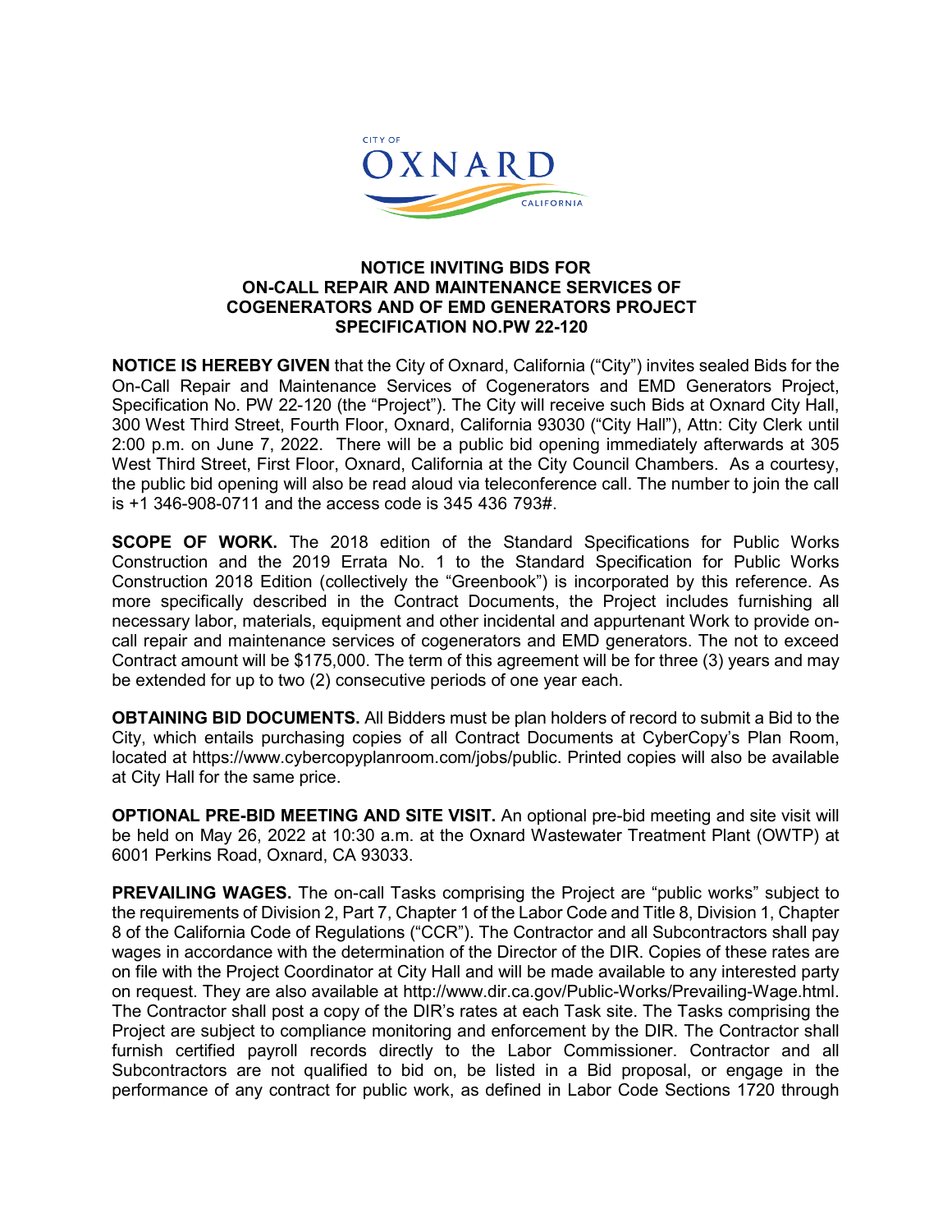CITY OF OXNARD CALIFORNIA

## NOTICE INVITING BIDS FOR ON-CALL REPAIR AND MAINTENANCE SERVICES OF COGENERATORS AND OF EMD GENERATORS PROJECT SPECIFICATION NO.PW 22-120

**NOTICE IS HEREBY GIVEN** that the City of Oxnard, California ("City") invites sealed Bids for the On-Call Repair and Maintenance Services of Cogenerators and EMD Generators Project, Specification No. PW 22-120 (the "Project"). The City will receive such Bids at Oxnard City Hall, 300 West Third Street, Fourth Floor, Oxnard, California 93030 ("City Hall"), Attn: City Clerk until 2:00 p.m. on June 7, 2022. There will be a public bid opening immediately afterwards at 305 West Third Street, First Floor, Oxnard, California at the City Council Chambers. As a courtesy, the public bid opening will also be read aloud via teleconference call. The number to join the call is +1 346-908-0711 and the access code is 345 436 793#.

**SCOPE OF WORK.** The 2018 edition of the Standard Specifications for Public Works Construction and the 2019 Errata No. 1 to the Standard Specification for Public Works Construction 2018 Edition (collectively the "Greenbook") is incorporated by this reference. As more specifically described in the Contract Documents, the Project includes furnishing all necessary labor, materials, equipment and other incidental and appurtenant Work to provide on-call repair and maintenance services of cogenerators and EMD generators. The not to exceed Contract amount will be $175,000. The term of this agreement will be for three (3) years and may be extended for up to two (2) consecutive periods of one year each.

**OBTAINING BID DOCUMENTS.** All Bidders must be plan holders of record to submit a Bid to the City, which entails purchasing copies of all Contract Documents at CyberCopy's Plan Room, located at https://www.cybercopyplanroom.com/jobs/public. Printed copies will also be available at City Hall for the same price.

**OPTIONAL PRE-BID MEETING AND SITE VISIT.** An optional pre-bid meeting and site visit will be held on May 26, 2022 at 10:30 a.m. at the Oxnard Wastewater Treatment Plant (OWTP) at 6001 Perkins Road, Oxnard, CA 93033.

**PREVAILING WAGES.** The on-call Tasks comprising the Project are "public works" subject to the requirements of Division 2, Part 7, Chapter 1 of the Labor Code and Title 8, Division 1, Chapter 8 of the California Code of Regulations ("CCR"). The Contractor and all Subcontractors shall pay wages in accordance with the determination of the Director of the DIR. Copies of these rates are on file with the Project Coordinator at City Hall and will be made available to any interested party on request. They are also available at http://www.dir.ca.gov/Public-Works/Prevailing-Wage.html. The Contractor shall post a copy of the DIR's rates at each Task site. The Tasks comprising the Project are subject to compliance monitoring and enforcement by the DIR. The Contractor shall furnish certified payroll records directly to the Labor Commissioner. Contractor and all Subcontractors are not qualified to bid on, be listed in a Bid proposal, or engage in the performance of any contract for public work, as defined in Labor Code Sections 1720 through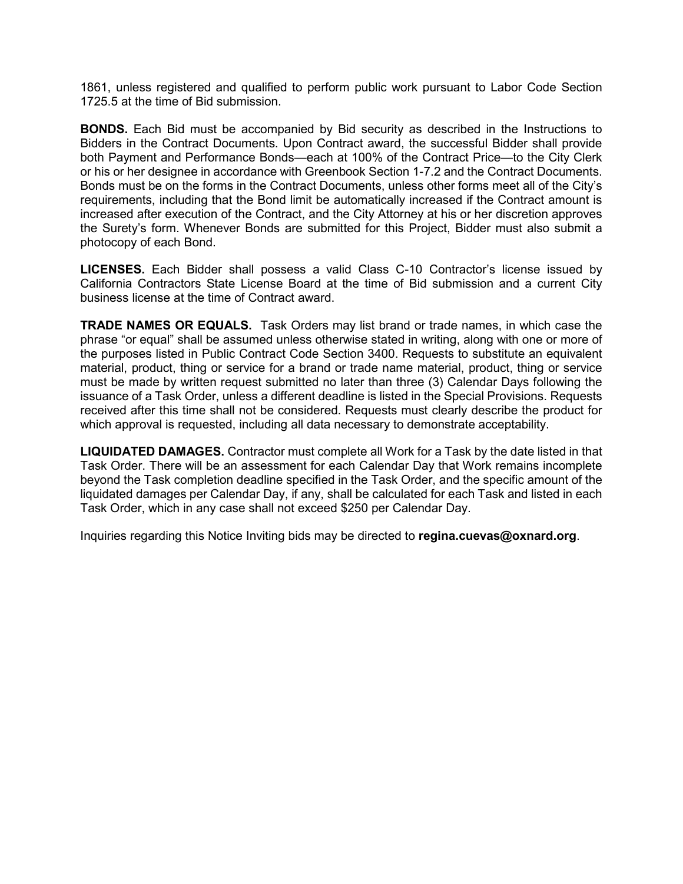1861, unless registered and qualified to perform public work pursuant to Labor Code Section 1725.5 at the time of Bid submission.

**BONDS.** Each Bid must be accompanied by Bid security as described in the Instructions to Bidders in the Contract Documents. Upon Contract award, the successful Bidder shall provide both Payment and Performance Bonds—each at 100% of the Contract Price—to the City Clerk or his or her designee in accordance with Greenbook Section 1-7.2 and the Contract Documents. Bonds must be on the forms in the Contract Documents, unless other forms meet all of the City's requirements, including that the Bond limit be automatically increased if the Contract amount is increased after execution of the Contract, and the City Attorney at his or her discretion approves the Surety's form. Whenever Bonds are submitted for this Project, Bidder must also submit a photocopy of each Bond.

**LICENSES.** Each Bidder shall possess a valid Class C-10 Contractor's license issued by California Contractors State License Board at the time of Bid submission and a current City business license at the time of Contract award.

**TRADE NAMES OR EQUALS.** Task Orders may list brand or trade names, in which case the phrase "or equal" shall be assumed unless otherwise stated in writing, along with one or more of the purposes listed in Public Contract Code Section 3400. Requests to substitute an equivalent material, product, thing or service for a brand or trade name material, product, thing or service must be made by written request submitted no later than three (3) Calendar Days following the issuance of a Task Order, unless a different deadline is listed in the Special Provisions. Requests received after this time shall not be considered. Requests must clearly describe the product for which approval is requested, including all data necessary to demonstrate acceptability.

**LIQUIDATED DAMAGES.** Contractor must complete all Work for a Task by the date listed in that Task Order. There will be an assessment for each Calendar Day that Work remains incomplete beyond the Task completion deadline specified in the Task Order, and the specific amount of the liquidated damages per Calendar Day, if any, shall be calculated for each Task and listed in each Task Order, which in any case shall not exceed $250 per Calendar Day.

Inquiries regarding this Notice Inviting bids may be directed to **regina.cuevas@oxnard.org**.